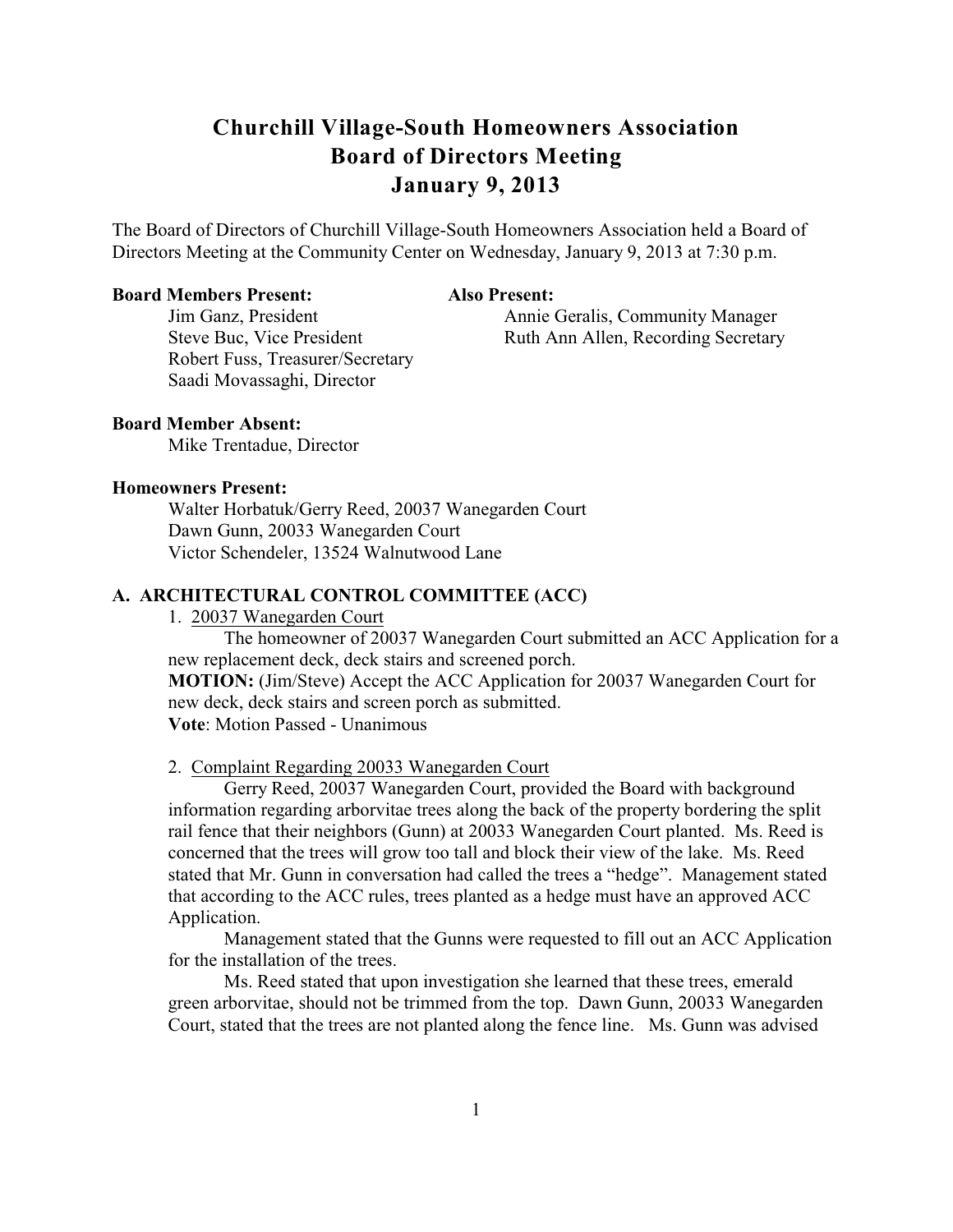# Churchill Village-South Homeowners Association
# Board of Directors Meeting
# January 9, 2013

The Board of Directors of Churchill Village-South Homeowners Association held a Board of Directors Meeting at the Community Center on Wednesday, January 9, 2013 at 7:30 p.m.

**Board Members Present:**

- Jim Ganz, President
- Steve Buc, Vice President
- Robert Fuss, Treasurer/Secretary
- Saadi Movassaghi, Director

**Also Present:**

- Annie Geralis, Community Manager
- Ruth Ann Allen, Recording Secretary

**Board Member Absent:**

- Mike Trentadue, Director

**Homeowners Present:**

- Walter Horbatuk/Gerry Reed, 20037 Wanegarden Court
- Dawn Gunn, 20033 Wanegarden Court
- Victor Schendeler, 13524 Walnutwood Lane

## A. ARCHITECTURAL CONTROL COMMITTEE (ACC)

1. <u>20037 Wanegarden Court</u>

The homeowner of 20037 Wanegarden Court submitted an ACC Application for a new replacement deck, deck stairs and screened porch.

**MOTION:** (Jim/Steve) Accept the ACC Application for 20037 Wanegarden Court for new deck, deck stairs and screen porch as submitted.
**Vote**: Motion Passed - Unanimous

2. <u>Complaint Regarding 20033 Wanegarden Court</u>

Gerry Reed, 20037 Wanegarden Court, provided the Board with background information regarding arborvitae trees along the back of the property bordering the split rail fence that their neighbors (Gunn) at 20033 Wanegarden Court planted. Ms. Reed is concerned that the trees will grow too tall and block their view of the lake. Ms. Reed stated that Mr. Gunn in conversation had called the trees a "hedge". Management stated that according to the ACC rules, trees planted as a hedge must have an approved ACC Application.

Management stated that the Gunns were requested to fill out an ACC Application for the installation of the trees.

Ms. Reed stated that upon investigation she learned that these trees, emerald green arborvitae, should not be trimmed from the top. Dawn Gunn, 20033 Wanegarden Court, stated that the trees are not planted along the fence line. Ms. Gunn was advised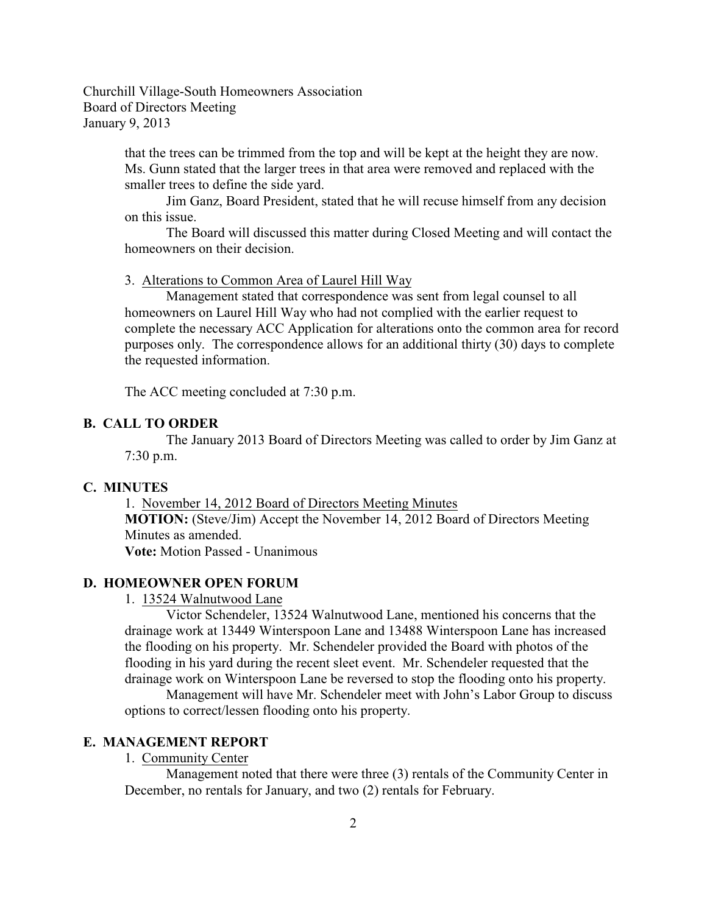that the trees can be trimmed from the top and will be kept at the height they are now. Ms. Gunn stated that the larger trees in that area were removed and replaced with the smaller trees to define the side yard.

Jim Ganz, Board President, stated that he will recuse himself from any decision on this issue.

The Board will discussed this matter during Closed Meeting and will contact the homeowners on their decision.

3. Alterations to Common Area of Laurel Hill Way

Management stated that correspondence was sent from legal counsel to all homeowners on Laurel Hill Way who had not complied with the earlier request to complete the necessary ACC Application for alterations onto the common area for record purposes only. The correspondence allows for an additional thirty (30) days to complete the requested information.

The ACC meeting concluded at 7:30 p.m.

## B. CALL TO ORDER

The January 2013 Board of Directors Meeting was called to order by Jim Ganz at 7:30 p.m.

## C. MINUTES

1. November 14, 2012 Board of Directors Meeting Minutes

**MOTION:** (Steve/Jim) Accept the November 14, 2012 Board of Directors Meeting Minutes as amended.

**Vote:** Motion Passed - Unanimous

## D. HOMEOWNER OPEN FORUM

1. 13524 Walnutwood Lane

Victor Schendeler, 13524 Walnutwood Lane, mentioned his concerns that the drainage work at 13449 Winterspoon Lane and 13488 Winterspoon Lane has increased the flooding on his property. Mr. Schendeler provided the Board with photos of the flooding in his yard during the recent sleet event. Mr. Schendeler requested that the drainage work on Winterspoon Lane be reversed to stop the flooding onto his property.

Management will have Mr. Schendeler meet with John's Labor Group to discuss options to correct/lessen flooding onto his property.

## E. MANAGEMENT REPORT

1. Community Center

Management noted that there were three (3) rentals of the Community Center in December, no rentals for January, and two (2) rentals for February.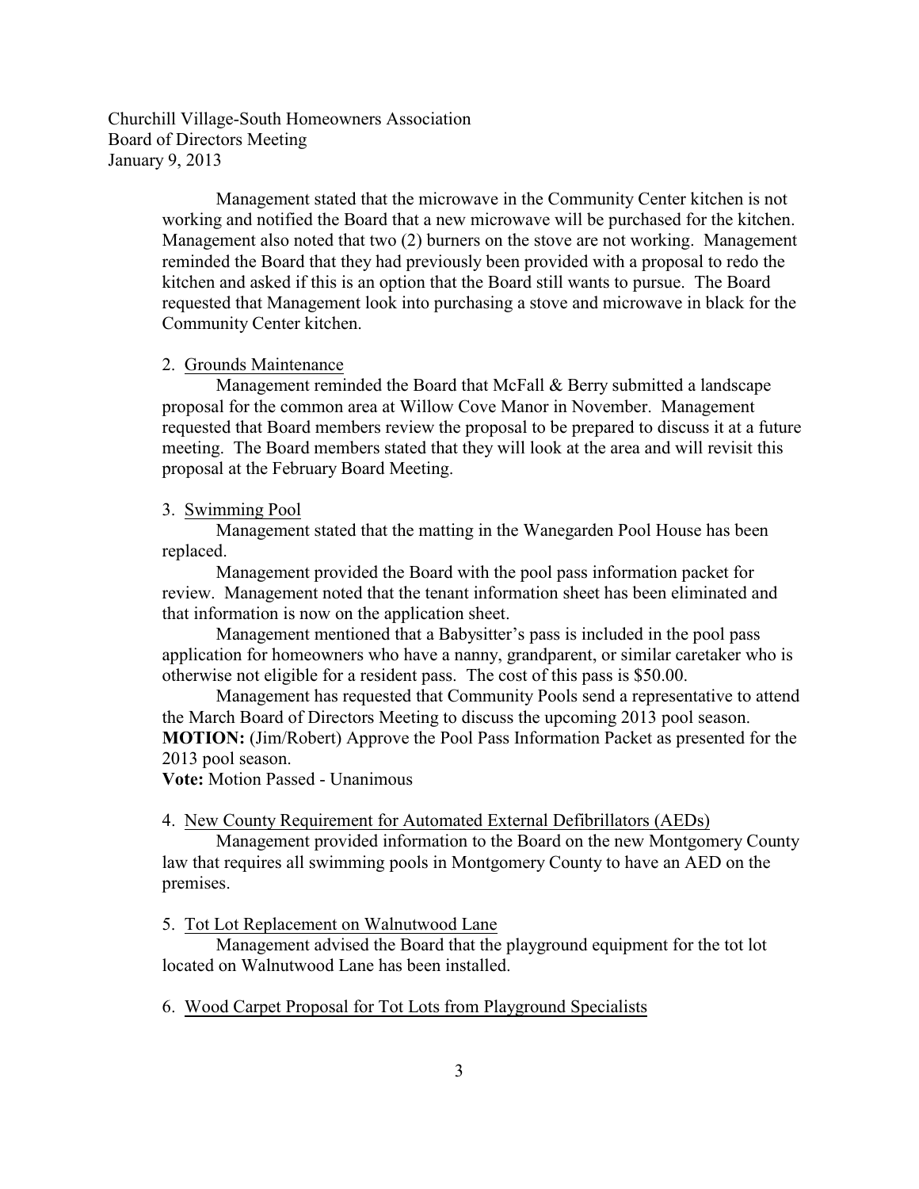Churchill Village-South Homeowners Association
Board of Directors Meeting
January 9, 2013

Management stated that the microwave in the Community Center kitchen is not working and notified the Board that a new microwave will be purchased for the kitchen. Management also noted that two (2) burners on the stove are not working. Management reminded the Board that they had previously been provided with a proposal to redo the kitchen and asked if this is an option that the Board still wants to pursue. The Board requested that Management look into purchasing a stove and microwave in black for the Community Center kitchen.

2. Grounds Maintenance

Management reminded the Board that McFall & Berry submitted a landscape proposal for the common area at Willow Cove Manor in November. Management requested that Board members review the proposal to be prepared to discuss it at a future meeting. The Board members stated that they will look at the area and will revisit this proposal at the February Board Meeting.

3. Swimming Pool

Management stated that the matting in the Wanegarden Pool House has been replaced.

Management provided the Board with the pool pass information packet for review. Management noted that the tenant information sheet has been eliminated and that information is now on the application sheet.

Management mentioned that a Babysitter's pass is included in the pool pass application for homeowners who have a nanny, grandparent, or similar caretaker who is otherwise not eligible for a resident pass. The cost of this pass is $50.00.

Management has requested that Community Pools send a representative to attend the March Board of Directors Meeting to discuss the upcoming 2013 pool season.

**MOTION:** (Jim/Robert) Approve the Pool Pass Information Packet as presented for the 2013 pool season.

**Vote:** Motion Passed - Unanimous

4. New County Requirement for Automated External Defibrillators (AEDs)

Management provided information to the Board on the new Montgomery County law that requires all swimming pools in Montgomery County to have an AED on the premises.

5. Tot Lot Replacement on Walnutwood Lane

Management advised the Board that the playground equipment for the tot lot located on Walnutwood Lane has been installed.

6. Wood Carpet Proposal for Tot Lots from Playground Specialists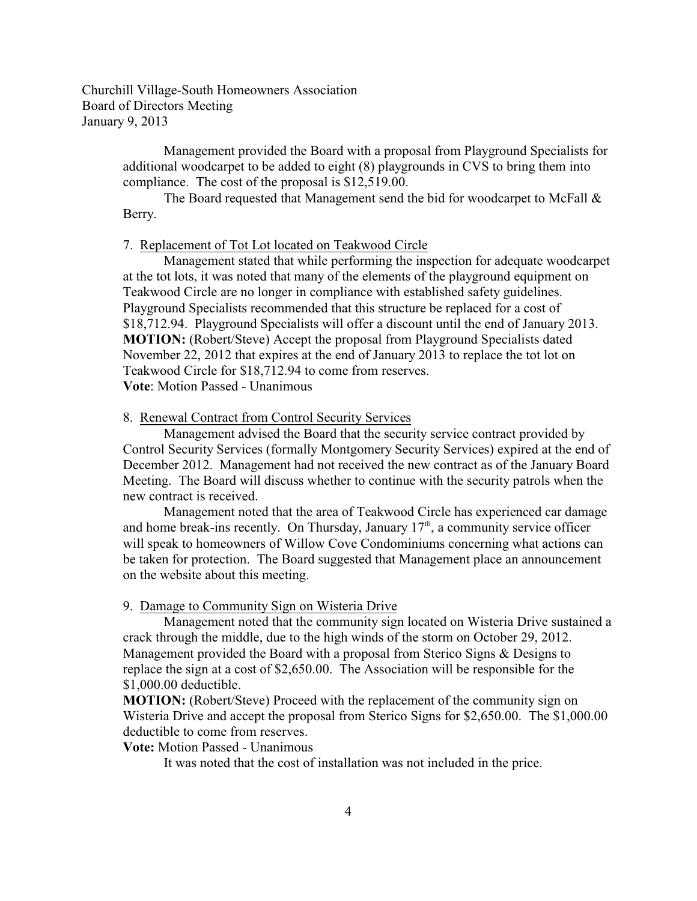Management provided the Board with a proposal from Playground Specialists for additional woodcarpet to be added to eight (8) playgrounds in CVS to bring them into compliance. The cost of the proposal is $12,519.00.

The Board requested that Management send the bid for woodcarpet to McFall & Berry.

7. Replacement of Tot Lot located on Teakwood Circle

Management stated that while performing the inspection for adequate woodcarpet at the tot lots, it was noted that many of the elements of the playground equipment on Teakwood Circle are no longer in compliance with established safety guidelines. Playground Specialists recommended that this structure be replaced for a cost of $18,712.94. Playground Specialists will offer a discount until the end of January 2013.

**MOTION:** (Robert/Steve) Accept the proposal from Playground Specialists dated November 22, 2012 that expires at the end of January 2013 to replace the tot lot on Teakwood Circle for $18,712.94 to come from reserves.

**Vote**: Motion Passed - Unanimous

8. Renewal Contract from Control Security Services

Management advised the Board that the security service contract provided by Control Security Services (formally Montgomery Security Services) expired at the end of December 2012. Management had not received the new contract as of the January Board Meeting. The Board will discuss whether to continue with the security patrols when the new contract is received.

Management noted that the area of Teakwood Circle has experienced car damage and home break-ins recently. On Thursday, January 17th, a community service officer will speak to homeowners of Willow Cove Condominiums concerning what actions can be taken for protection. The Board suggested that Management place an announcement on the website about this meeting.

9. Damage to Community Sign on Wisteria Drive

Management noted that the community sign located on Wisteria Drive sustained a crack through the middle, due to the high winds of the storm on October 29, 2012. Management provided the Board with a proposal from Sterico Signs & Designs to replace the sign at a cost of $2,650.00. The Association will be responsible for the $1,000.00 deductible.

**MOTION:** (Robert/Steve) Proceed with the replacement of the community sign on Wisteria Drive and accept the proposal from Sterico Signs for $2,650.00. The $1,000.00 deductible to come from reserves.

**Vote:** Motion Passed - Unanimous

It was noted that the cost of installation was not included in the price.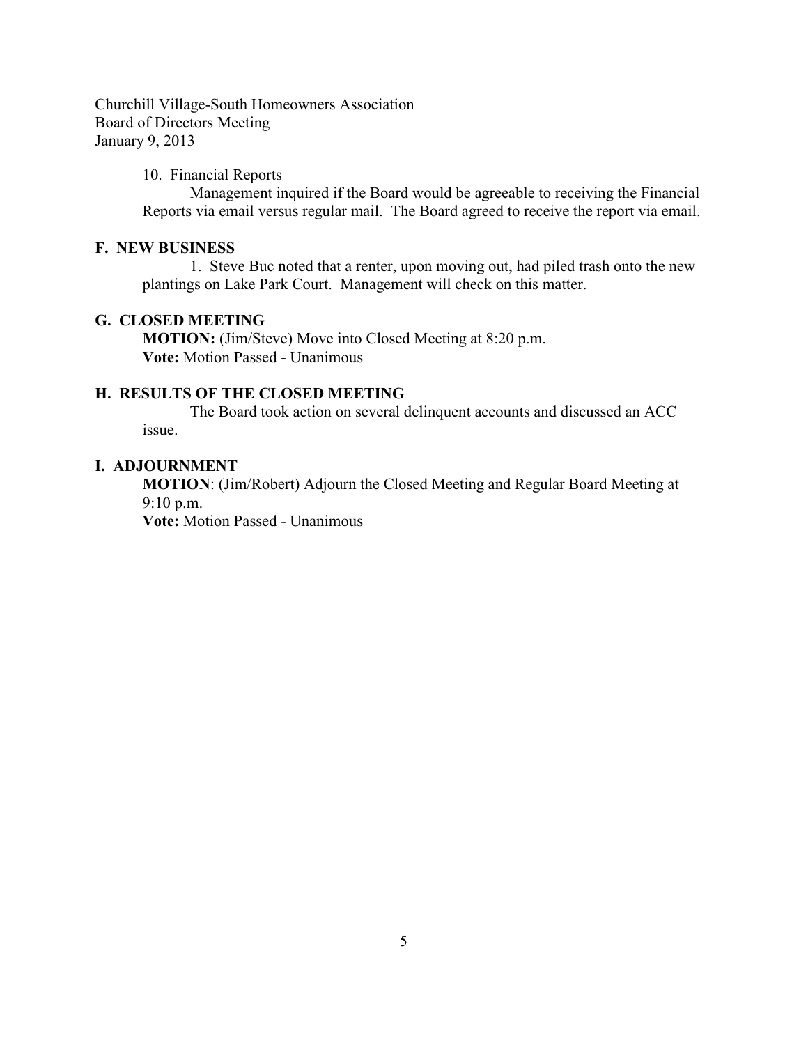10. Financial Reports

Management inquired if the Board would be agreeable to receiving the Financial Reports via email versus regular mail. The Board agreed to receive the report via email.

## F. NEW BUSINESS

1. Steve Buc noted that a renter, upon moving out, had piled trash onto the new plantings on Lake Park Court. Management will check on this matter.

## G. CLOSED MEETING

**MOTION:** (Jim/Steve) Move into Closed Meeting at 8:20 p.m.
**Vote:** Motion Passed - Unanimous

## H. RESULTS OF THE CLOSED MEETING

The Board took action on several delinquent accounts and discussed an ACC issue.

## I. ADJOURNMENT

**MOTION**: (Jim/Robert) Adjourn the Closed Meeting and Regular Board Meeting at 9:10 p.m.
**Vote:** Motion Passed - Unanimous